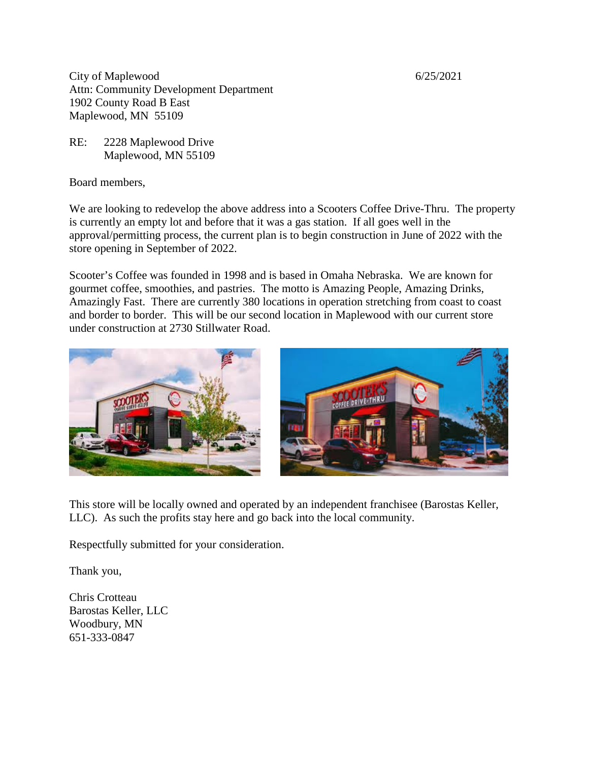City of Maplewood
Attn: Community Development Department
1902 County Road B East
Maplewood, MN 55109

6/25/2021

RE: 2228 Maplewood Drive
Maplewood, MN 55109

Board members,

We are looking to redevelop the above address into a Scooters Coffee Drive-Thru. The property is currently an empty lot and before that it was a gas station. If all goes well in the approval/permitting process, the current plan is to begin construction in June of 2022 with the store opening in September of 2022.

Scooter's Coffee was founded in 1998 and is based in Omaha Nebraska. We are known for gourmet coffee, smoothies, and pastries. The motto is Amazing People, Amazing Drinks, Amazingly Fast. There are currently 380 locations in operation stretching from coast to coast and border to border. This will be our second location in Maplewood with our current store under construction at 2730 Stillwater Road.

This store will be locally owned and operated by an independent franchisee (Barostas Keller, LLC). As such the profits stay here and go back into the local community.

Respectfully submitted for your consideration.

Thank you,

Chris Crotteau
Barostas Keller, LLC
Woodbury, MN
651-333-0847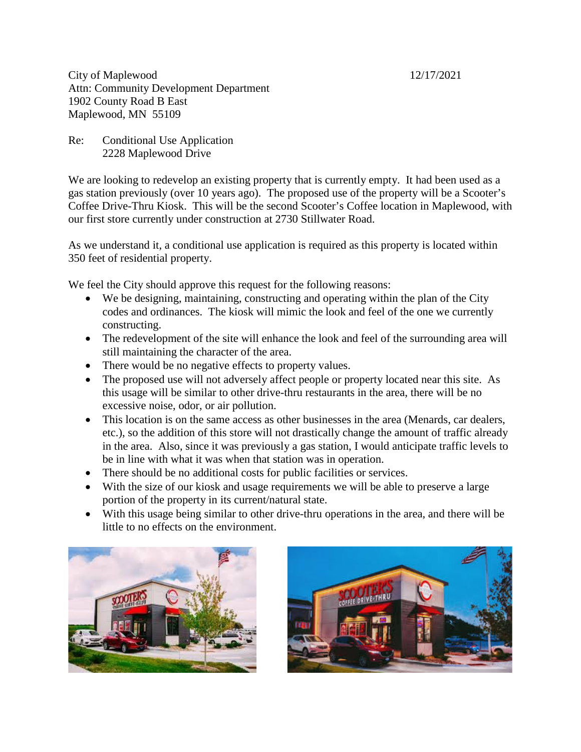City of Maplewood
Attn: Community Development Department
1902 County Road B East
Maplewood, MN 55109

12/17/2021

Re: Conditional Use Application
2228 Maplewood Drive

We are looking to redevelop an existing property that is currently empty. It had been used as a gas station previously (over 10 years ago). The proposed use of the property will be a Scooter's Coffee Drive-Thru Kiosk. This will be the second Scooter's Coffee location in Maplewood, with our first store currently under construction at 2730 Stillwater Road.

As we understand it, a conditional use application is required as this property is located within 350 feet of residential property.

We feel the City should approve this request for the following reasons:

- We be designing, maintaining, constructing and operating within the plan of the City codes and ordinances. The kiosk will mimic the look and feel of the one we currently constructing.
- The redevelopment of the site will enhance the look and feel of the surrounding area will still maintaining the character of the area.
- There would be no negative effects to property values.
- The proposed use will not adversely affect people or property located near this site. As this usage will be similar to other drive-thru restaurants in the area, there will be no excessive noise, odor, or air pollution.
- This location is on the same access as other businesses in the area (Menards, car dealers, etc.), so the addition of this store will not drastically change the amount of traffic already in the area. Also, since it was previously a gas station, I would anticipate traffic levels to be in line with what it was when that station was in operation.
- There should be no additional costs for public facilities or services.
- With the size of our kiosk and usage requirements we will be able to preserve a large portion of the property in its current/natural state.
- With this usage being similar to other drive-thru operations in the area, and there will be little to no effects on the environment.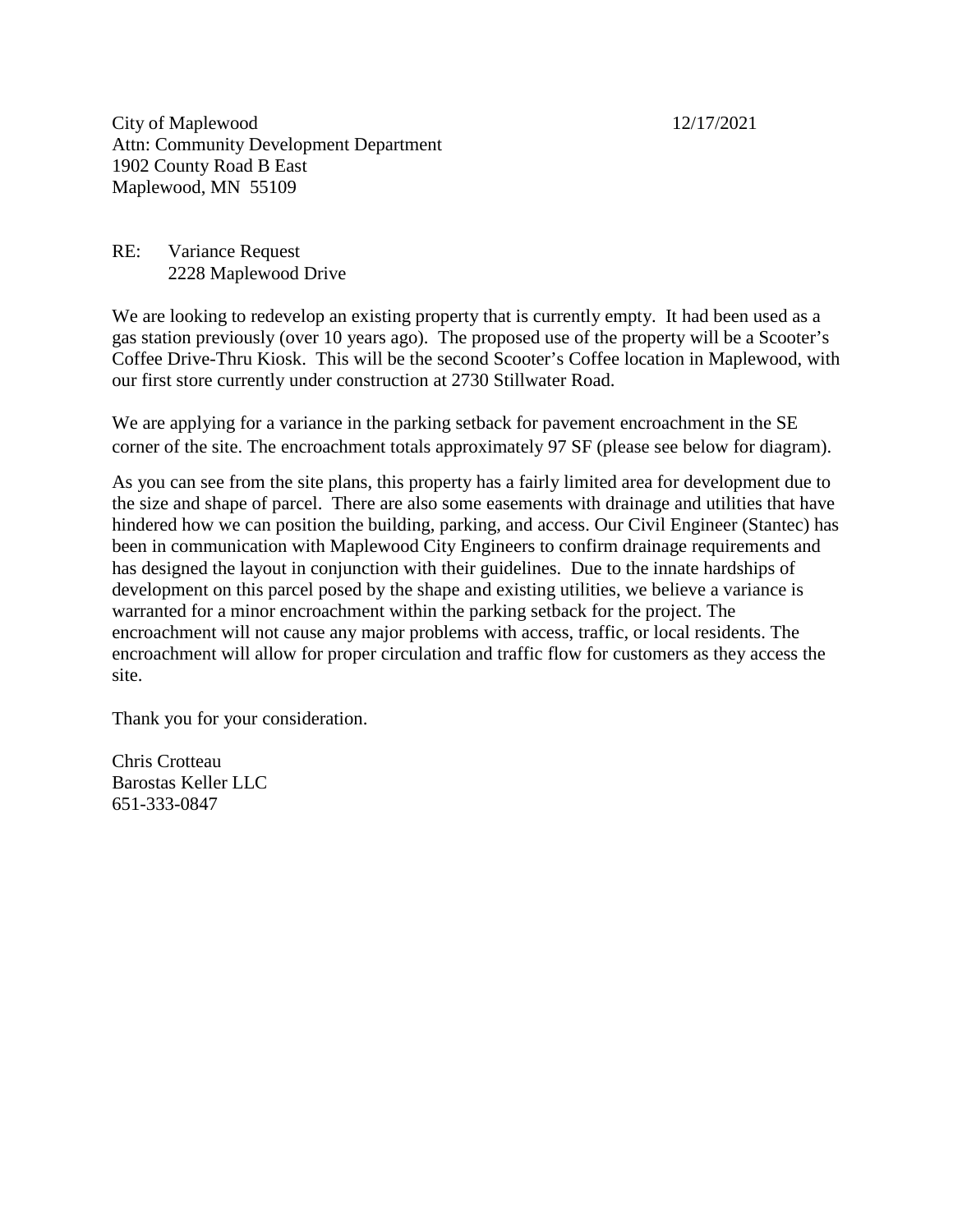City of Maplewood 12/17/2021
Attn: Community Development Department
1902 County Road B East
Maplewood, MN 55109

RE: Variance Request
2228 Maplewood Drive

We are looking to redevelop an existing property that is currently empty. It had been used as a gas station previously (over 10 years ago). The proposed use of the property will be a Scooter's Coffee Drive-Thru Kiosk. This will be the second Scooter's Coffee location in Maplewood, with our first store currently under construction at 2730 Stillwater Road.

We are applying for a variance in the parking setback for pavement encroachment in the SE corner of the site. The encroachment totals approximately 97 SF (please see below for diagram).

As you can see from the site plans, this property has a fairly limited area for development due to the size and shape of parcel. There are also some easements with drainage and utilities that have hindered how we can position the building, parking, and access. Our Civil Engineer (Stantec) has been in communication with Maplewood City Engineers to confirm drainage requirements and has designed the layout in conjunction with their guidelines. Due to the innate hardships of development on this parcel posed by the shape and existing utilities, we believe a variance is warranted for a minor encroachment within the parking setback for the project. The encroachment will not cause any major problems with access, traffic, or local residents. The encroachment will allow for proper circulation and traffic flow for customers as they access the site.

Thank you for your consideration.

Chris Crotteau
Barostas Keller LLC
651-333-0847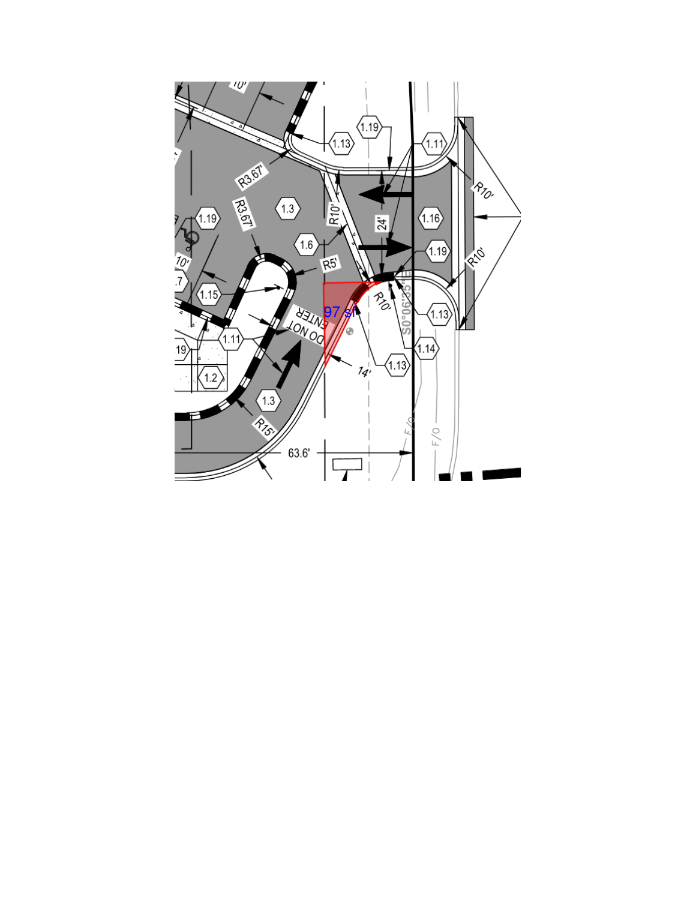10'

R3.67'

1.13

1.19

1.11

R10'

1.19

R3.67'

1.3

R10'

24'

1.16

10'

1.6

1.19

R5'

R10'

1.15

97 sf

R10'

S0°06'35"E

1.13

DO NOT ENTER

1.11

1.14

19

1.13

14'

1.2

1.3

F/O

F/O

R15'

63.6'